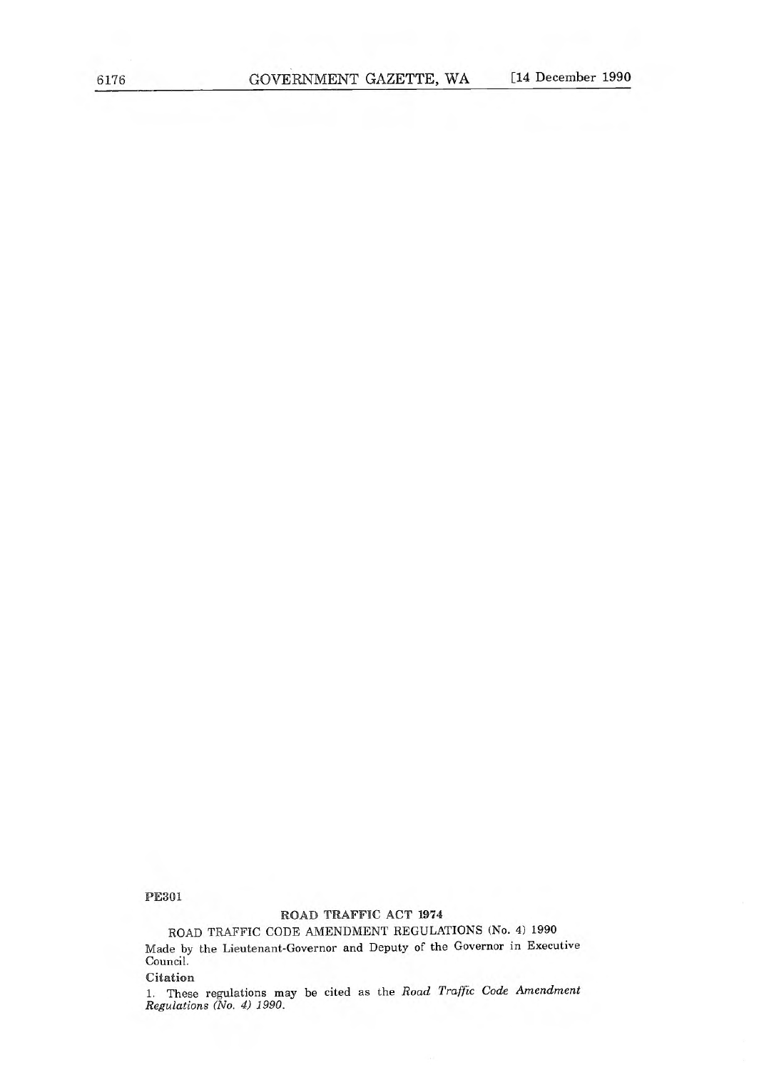PE301

## ROAD TRAFFIC ACT 1974

### ROAD TRAFFIC CODE AMENDMENT REGULATIONS (No. 4) 1990

Made by the Lieutenant-Governor and Deputy of the Governor in Executive Council.

**Citation**

1. These regulations may be cited as the *Road Traffic Code Amendment Regulations (No. 4) 1990*.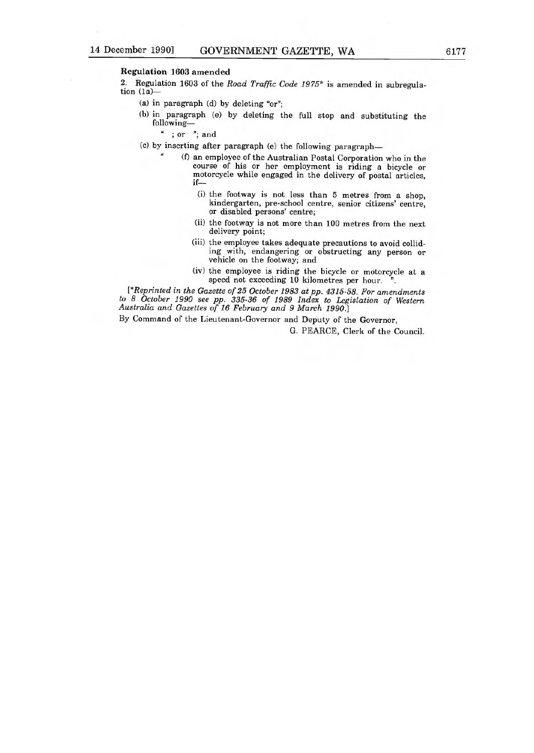**Regulation 1603 amended**

2. Regulation 1603 of the *Road Traffic Code 1975** is amended in subregulation (1a)—

(a) in paragraph (d) by deleting "or";

(b) in paragraph (e) by deleting the full stop and substituting the following—

" ; or "; and

(c) by inserting after paragraph (e) the following paragraph—

" (f) an employee of the Australian Postal Corporation who in the course of his or her employment is riding a bicycle or motorcycle while engaged in the delivery of postal articles, if—

(i) the footway is not less than 5 metres from a shop, kindergarten, pre-school centre, senior citizens' centre, or disabled persons' centre;

(ii) the footway is not more than 100 metres from the next delivery point;

(iii) the employee takes adequate precautions to avoid colliding with, endangering or obstructing any person or vehicle on the footway; and

(iv) the employee is riding the bicycle or motorcycle at a speed not exceeding 10 kilometres per hour. ".

[**Reprinted in the Gazette of 25 October 1983 at pp. 4315-58. For amendments to 8 October 1990 see pp. 335-36 of 1989 Index to Legislation of Western Australia and Gazettes of 16 February and 9 March 1990.*]

By Command of the Lieutenant-Governor and Deputy of the Governor,

G. PEARCE, Clerk of the Council.